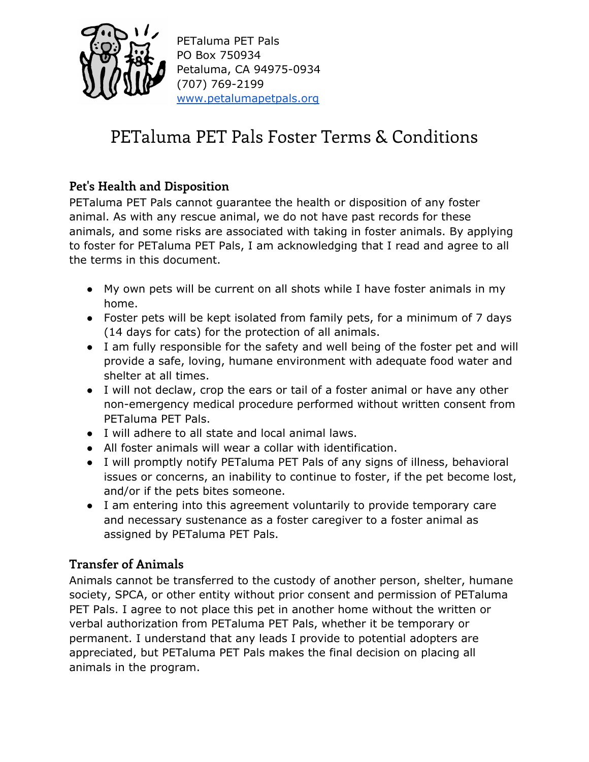PETaluma PET Pals
PO Box 750934
Petaluma, CA 94975-0934
(707) 769-2199
www.petalumapetpals.org

# PETaluma PET Pals Foster Terms & Conditions

## Pet's Health and Disposition

PETaluma PET Pals cannot guarantee the health or disposition of any foster animal. As with any rescue animal, we do not have past records for these animals, and some risks are associated with taking in foster animals. By applying to foster for PETaluma PET Pals, I am acknowledging that I read and agree to all the terms in this document.

- My own pets will be current on all shots while I have foster animals in my home.
- Foster pets will be kept isolated from family pets, for a minimum of 7 days (14 days for cats) for the protection of all animals.
- I am fully responsible for the safety and well being of the foster pet and will provide a safe, loving, humane environment with adequate food water and shelter at all times.
- I will not declaw, crop the ears or tail of a foster animal or have any other non-emergency medical procedure performed without written consent from PETaluma PET Pals.
- I will adhere to all state and local animal laws.
- All foster animals will wear a collar with identification.
- I will promptly notify PETaluma PET Pals of any signs of illness, behavioral issues or concerns, an inability to continue to foster, if the pet become lost, and/or if the pets bites someone.
- I am entering into this agreement voluntarily to provide temporary care and necessary sustenance as a foster caregiver to a foster animal as assigned by PETaluma PET Pals.

## Transfer of Animals

Animals cannot be transferred to the custody of another person, shelter, humane society, SPCA, or other entity without prior consent and permission of PETaluma PET Pals. I agree to not place this pet in another home without the written or verbal authorization from PETaluma PET Pals, whether it be temporary or permanent. I understand that any leads I provide to potential adopters are appreciated, but PETaluma PET Pals makes the final decision on placing all animals in the program.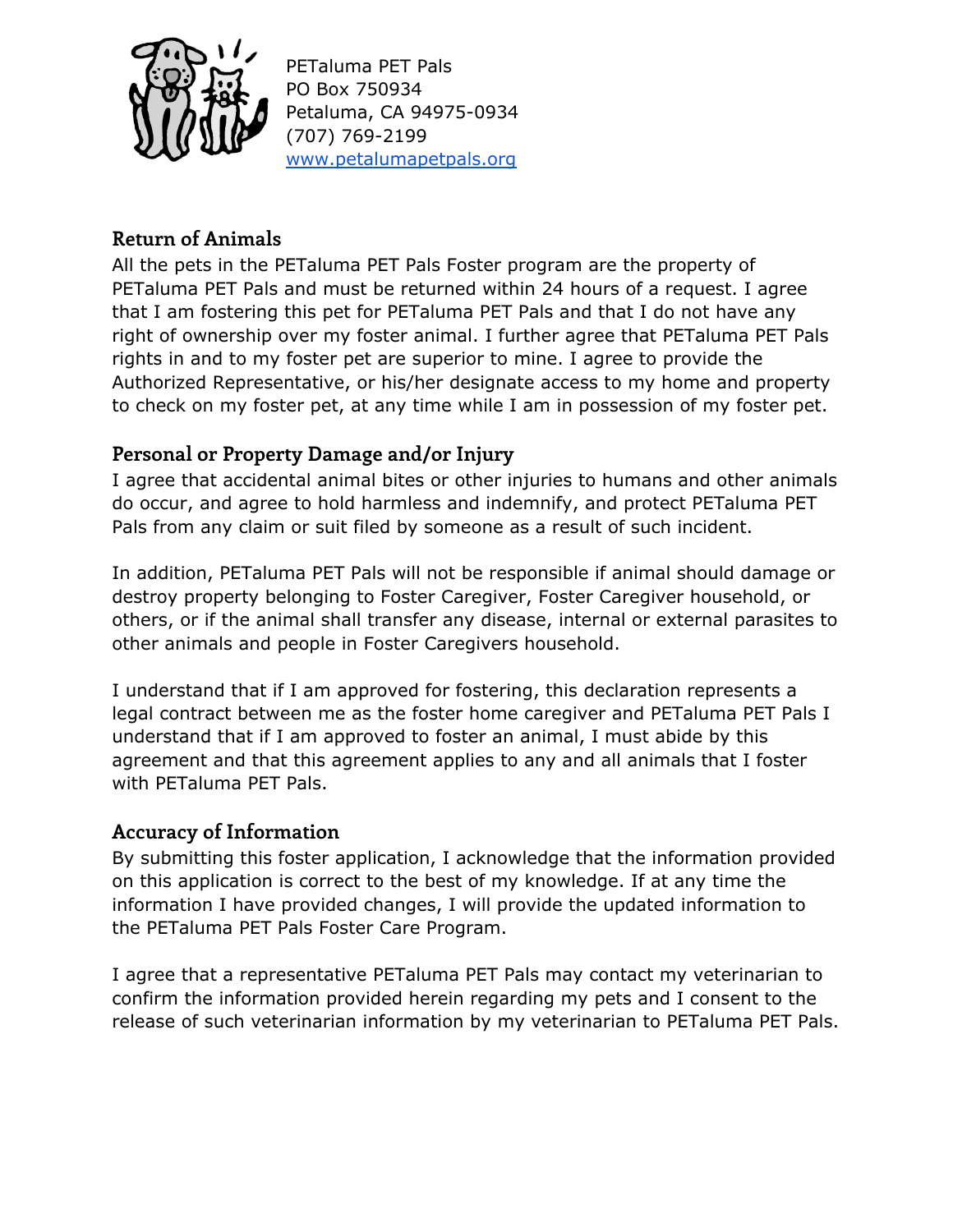PETaluma PET Pals
PO Box 750934
Petaluma, CA 94975-0934
(707) 769-2199
www.petalumapetpals.org

## Return of Animals

All the pets in the PETaluma PET Pals Foster program are the property of PETaluma PET Pals and must be returned within 24 hours of a request. I agree that I am fostering this pet for PETaluma PET Pals and that I do not have any right of ownership over my foster animal. I further agree that PETaluma PET Pals rights in and to my foster pet are superior to mine. I agree to provide the Authorized Representative, or his/her designate access to my home and property to check on my foster pet, at any time while I am in possession of my foster pet.

## Personal or Property Damage and/or Injury

I agree that accidental animal bites or other injuries to humans and other animals do occur, and agree to hold harmless and indemnify, and protect PETaluma PET Pals from any claim or suit filed by someone as a result of such incident.

In addition, PETaluma PET Pals will not be responsible if animal should damage or destroy property belonging to Foster Caregiver, Foster Caregiver household, or others, or if the animal shall transfer any disease, internal or external parasites to other animals and people in Foster Caregivers household.

I understand that if I am approved for fostering, this declaration represents a legal contract between me as the foster home caregiver and PETaluma PET Pals I understand that if I am approved to foster an animal, I must abide by this agreement and that this agreement applies to any and all animals that I foster with PETaluma PET Pals.

## Accuracy of Information

By submitting this foster application, I acknowledge that the information provided on this application is correct to the best of my knowledge. If at any time the information I have provided changes, I will provide the updated information to the PETaluma PET Pals Foster Care Program.

I agree that a representative PETaluma PET Pals may contact my veterinarian to confirm the information provided herein regarding my pets and I consent to the release of such veterinarian information by my veterinarian to PETaluma PET Pals.